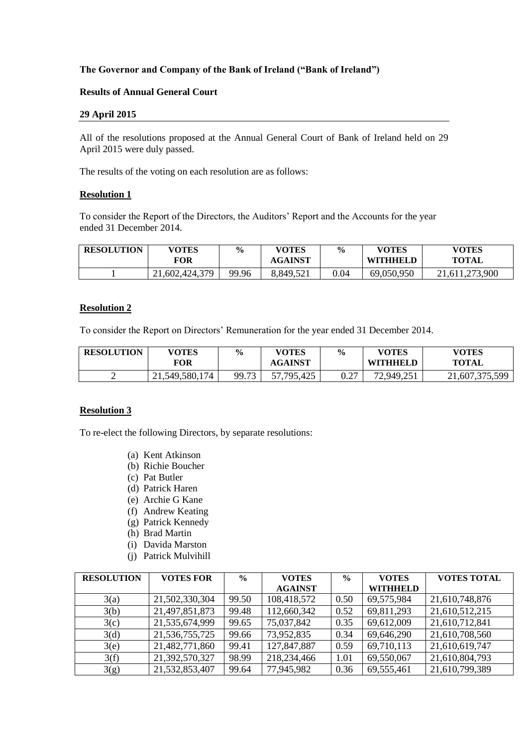**The Governor and Company of the Bank of Ireland ("Bank of Ireland")**

**Results of Annual General Court**

**29 April 2015**

All of the resolutions proposed at the Annual General Court of Bank of Ireland held on 29 April 2015 were duly passed.

The results of the voting on each resolution are as follows:

**Resolution 1**

To consider the Report of the Directors, the Auditors' Report and the Accounts for the year ended 31 December 2014.

| RESOLUTION | VOTES FOR | % | VOTES AGAINST | % | VOTES WITHHELD | VOTES TOTAL |
|---|---|---|---|---|---|---|
| 1 | 21,602,424,379 | 99.96 | 8,849,521 | 0.04 | 69,050,950 | 21,611,273,900 |

**Resolution 2**

To consider the Report on Directors' Remuneration for the year ended 31 December 2014.

| RESOLUTION | VOTES FOR | % | VOTES AGAINST | % | VOTES WITHHELD | VOTES TOTAL |
|---|---|---|---|---|---|---|
| 2 | 21,549,580,174 | 99.73 | 57,795,425 | 0.27 | 72,949,251 | 21,607,375,599 |

**Resolution 3**

To re-elect the following Directors, by separate resolutions:

(a) Kent Atkinson
(b) Richie Boucher
(c) Pat Butler
(d) Patrick Haren
(e) Archie G Kane
(f) Andrew Keating
(g) Patrick Kennedy
(h) Brad Martin
(i) Davida Marston
(j) Patrick Mulvihill

| RESOLUTION | VOTES FOR | % | VOTES AGAINST | % | VOTES WITHHELD | VOTES TOTAL |
|---|---|---|---|---|---|---|
| 3(a) | 21,502,330,304 | 99.50 | 108,418,572 | 0.50 | 69,575,984 | 21,610,748,876 |
| 3(b) | 21,497,851,873 | 99.48 | 112,660,342 | 0.52 | 69,811,293 | 21,610,512,215 |
| 3(c) | 21,535,674,999 | 99.65 | 75,037,842 | 0.35 | 69,612,009 | 21,610,712,841 |
| 3(d) | 21,536,755,725 | 99.66 | 73,952,835 | 0.34 | 69,646,290 | 21,610,708,560 |
| 3(e) | 21,482,771,860 | 99.41 | 127,847,887 | 0.59 | 69,710,113 | 21,610,619,747 |
| 3(f) | 21,392,570,327 | 98.99 | 218,234,466 | 1.01 | 69,550,067 | 21,610,804,793 |
| 3(g) | 21,532,853,407 | 99.64 | 77,945,982 | 0.36 | 69,555,461 | 21,610,799,389 |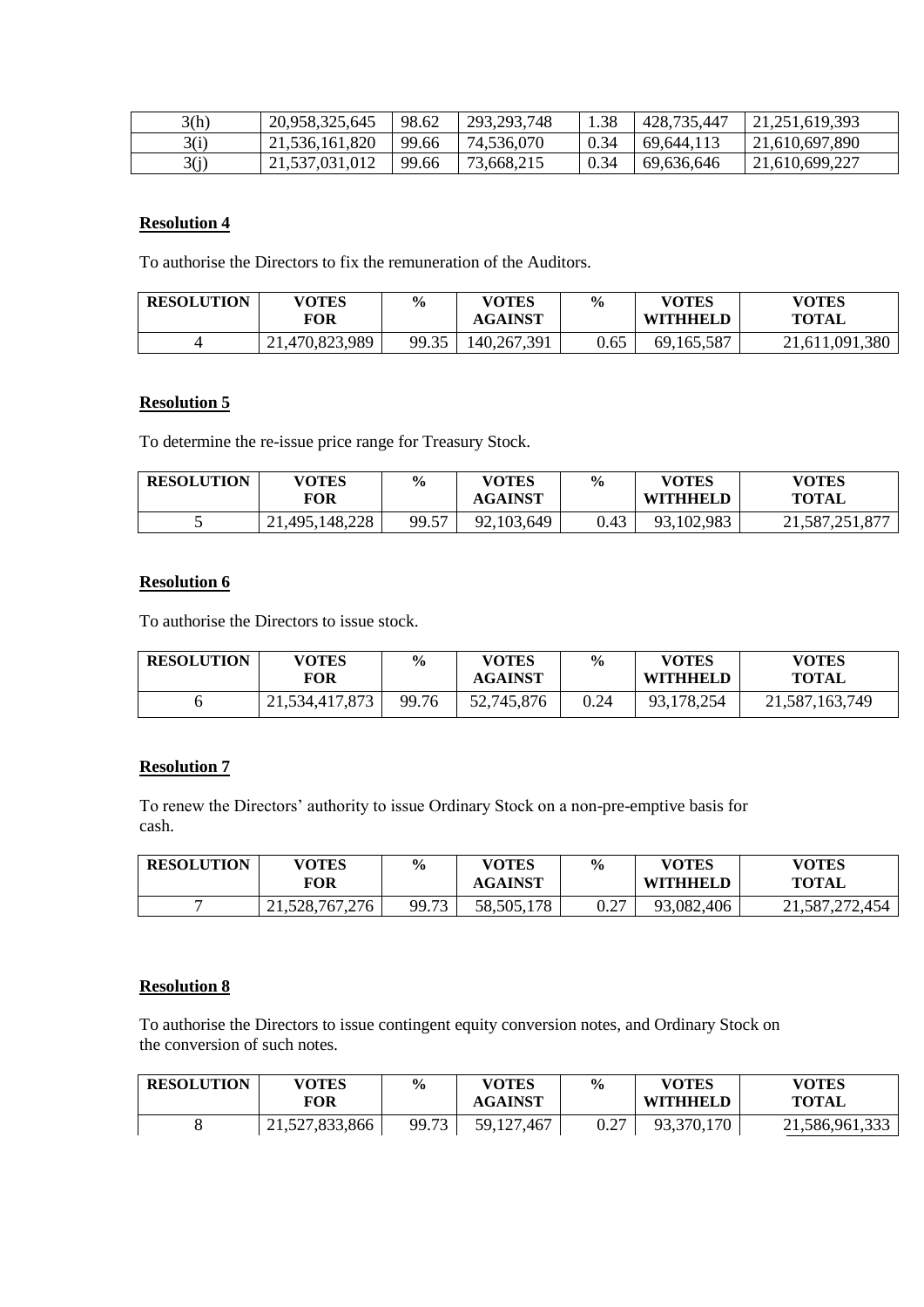| 3(h) | 20,958,325,645 | 98.62 | 293,293,748 | 1.38 | 428,735,447 | 21,251,619,393 |
|---|---|---|---|---|---|---|
| 3(i) | 21,536,161,820 | 99.66 | 74,536,070 | 0.34 | 69,644,113 | 21,610,697,890 |
| 3(j) | 21,537,031,012 | 99.66 | 73,668,215 | 0.34 | 69,636,646 | 21,610,699,227 |

**Resolution 4**

To authorise the Directors to fix the remuneration of the Auditors.

| RESOLUTION | VOTES FOR | % | VOTES AGAINST | % | VOTES WITHHELD | VOTES TOTAL |
|---|---|---|---|---|---|---|
| 4 | 21,470,823,989 | 99.35 | 140,267,391 | 0.65 | 69,165,587 | 21,611,091,380 |

**Resolution 5**

To determine the re-issue price range for Treasury Stock.

| RESOLUTION | VOTES FOR | % | VOTES AGAINST | % | VOTES WITHHELD | VOTES TOTAL |
|---|---|---|---|---|---|---|
| 5 | 21,495,148,228 | 99.57 | 92,103,649 | 0.43 | 93,102,983 | 21,587,251,877 |

**Resolution 6**

To authorise the Directors to issue stock.

| RESOLUTION | VOTES FOR | % | VOTES AGAINST | % | VOTES WITHHELD | VOTES TOTAL |
|---|---|---|---|---|---|---|
| 6 | 21,534,417,873 | 99.76 | 52,745,876 | 0.24 | 93,178,254 | 21,587,163,749 |

**Resolution 7**

To renew the Directors' authority to issue Ordinary Stock on a non-pre-emptive basis for cash.

| RESOLUTION | VOTES FOR | % | VOTES AGAINST | % | VOTES WITHHELD | VOTES TOTAL |
|---|---|---|---|---|---|---|
| 7 | 21,528,767,276 | 99.73 | 58,505,178 | 0.27 | 93,082,406 | 21,587,272,454 |

**Resolution 8**

To authorise the Directors to issue contingent equity conversion notes, and Ordinary Stock on the conversion of such notes.

| RESOLUTION | VOTES FOR | % | VOTES AGAINST | % | VOTES WITHHELD | VOTES TOTAL |
|---|---|---|---|---|---|---|
| 8 | 21,527,833,866 | 99.73 | 59,127,467 | 0.27 | 93,370,170 | 21,586,961,333 |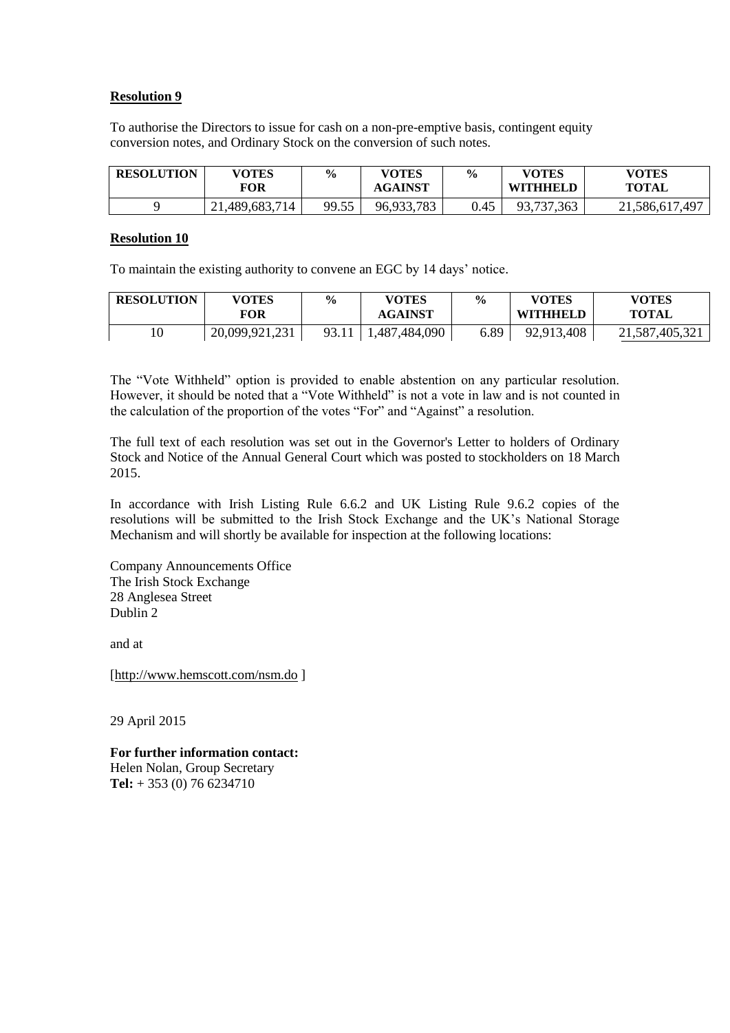**Resolution 9**

To authorise the Directors to issue for cash on a non-pre-emptive basis, contingent equity conversion notes, and Ordinary Stock on the conversion of such notes.

| RESOLUTION | VOTES FOR | % | VOTES AGAINST | % | VOTES WITHHELD | VOTES TOTAL |
|---|---|---|---|---|---|---|
| 9 | 21,489,683,714 | 99.55 | 96,933,783 | 0.45 | 93,737,363 | 21,586,617,497 |

**Resolution 10**

To maintain the existing authority to convene an EGC by 14 days' notice.

| RESOLUTION | VOTES FOR | % | VOTES AGAINST | % | VOTES WITHHELD | VOTES TOTAL |
|---|---|---|---|---|---|---|
| 10 | 20,099,921,231 | 93.11 | 1,487,484,090 | 6.89 | 92,913,408 | 21,587,405,321 |

The "Vote Withheld" option is provided to enable abstention on any particular resolution. However, it should be noted that a "Vote Withheld" is not a vote in law and is not counted in the calculation of the proportion of the votes "For" and "Against" a resolution.

The full text of each resolution was set out in the Governor's Letter to holders of Ordinary Stock and Notice of the Annual General Court which was posted to stockholders on 18 March 2015.

In accordance with Irish Listing Rule 6.6.2 and UK Listing Rule 9.6.2 copies of the resolutions will be submitted to the Irish Stock Exchange and the UK's National Storage Mechanism and will shortly be available for inspection at the following locations:

Company Announcements Office
The Irish Stock Exchange
28 Anglesea Street
Dublin 2

and at

[http://www.hemscott.com/nsm.do ]

29 April 2015

**For further information contact:**
Helen Nolan, Group Secretary
**Tel:** + 353 (0) 76 6234710